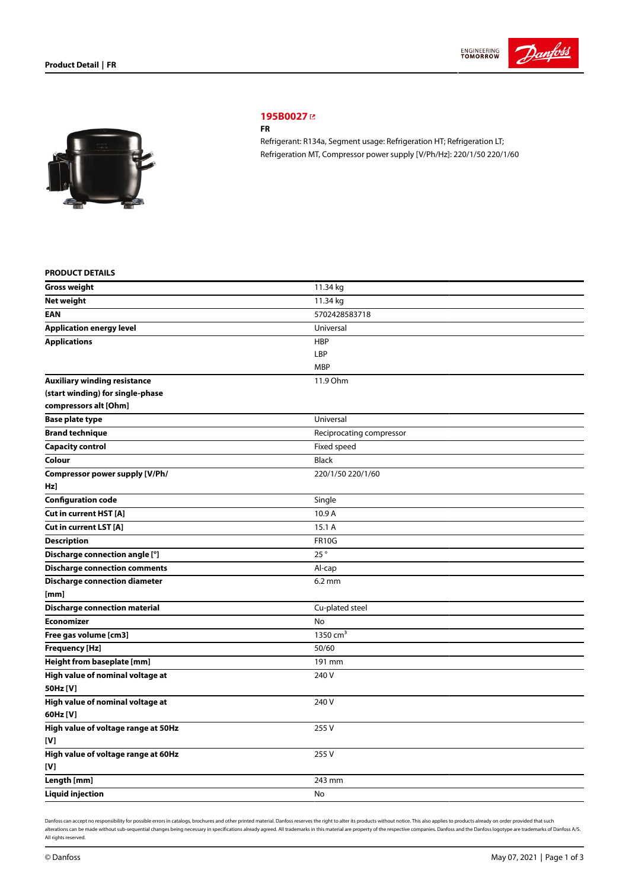## 195B0027

**FR**

Refrigerant: R134a, Segment usage: Refrigeration HT; Refrigeration LT; Refrigeration MT, Compressor power supply [V/Ph/Hz]: 220/1/50 220/1/60

### PRODUCT DETAILS

| | |
|---|---|
| **Gross weight** | 11.34 kg |
| **Net weight** | 11.34 kg |
| **EAN** | 5702428583718 |
| **Application energy level** | Universal |
| **Applications** | HBP<br>LBP<br>MBP |
| **Auxiliary winding resistance (start winding) for single-phase compressors alt [Ohm]** | 11.9 Ohm |
| **Base plate type** | Universal |
| **Brand technique** | Reciprocating compressor |
| **Capacity control** | Fixed speed |
| **Colour** | Black |
| **Compressor power supply [V/Ph/Hz]** | 220/1/50 220/1/60 |
| **Configuration code** | Single |
| **Cut in current HST [A]** | 10.9 A |
| **Cut in current LST [A]** | 15.1 A |
| **Description** | FR10G |
| **Discharge connection angle [°]** | 25 ° |
| **Discharge connection comments** | Al-cap |
| **Discharge connection diameter [mm]** | 6.2 mm |
| **Discharge connection material** | Cu-plated steel |
| **Economizer** | No |
| **Free gas volume [cm3]** | 1350 $cm^3$ |
| **Frequency [Hz]** | 50/60 |
| **Height from baseplate [mm]** | 191 mm |
| **High value of nominal voltage at 50Hz [V]** | 240 V |
| **High value of nominal voltage at 60Hz [V]** | 240 V |
| **High value of voltage range at 50Hz [V]** | 255 V |
| **High value of voltage range at 60Hz [V]** | 255 V |
| **Length [mm]** | 243 mm |
| **Liquid injection** | No |

Danfoss can accept no responsibility for possible errors in catalogs, brochures and other printed material. Danfoss reserves the right to alter its products without notice. This also applies to products already on order provided that such alterations can be made without sub-sequential changes being necessary in specifications already agreed. All trademarks in this material are property of the respective companies. Danfoss and the Danfoss logotype are trademarks of Danfoss A/S. All rights reserved.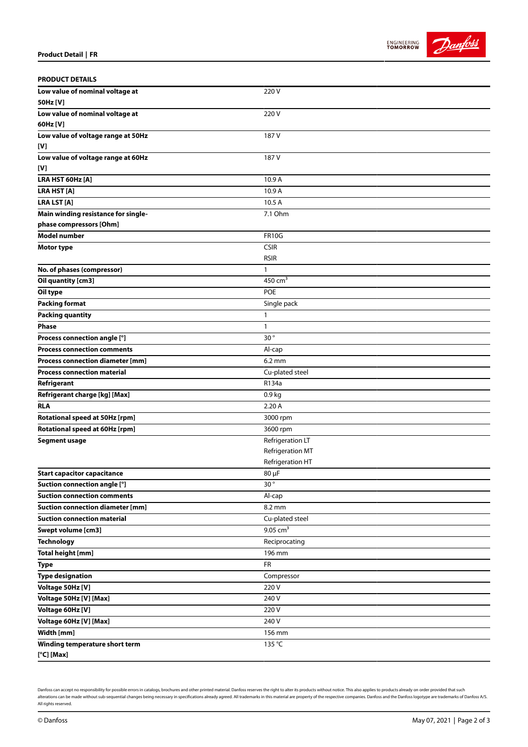**PRODUCT DETAILS**

| | |
|---|---|
| **Low value of nominal voltage at 50Hz [V]** | 220 V |
| **Low value of nominal voltage at 60Hz [V]** | 220 V |
| **Low value of voltage range at 50Hz [V]** | 187 V |
| **Low value of voltage range at 60Hz [V]** | 187 V |
| **LRA HST 60Hz [A]** | 10.9 A |
| **LRA HST [A]** | 10.9 A |
| **LRA LST [A]** | 10.5 A |
| **Main winding resistance for single-phase compressors [Ohm]** | 7.1 Ohm |
| **Model number** | FR10G |
| **Motor type** | CSIR<br>RSIR |
| **No. of phases (compressor)** | 1 |
| **Oil quantity [cm3]** | 450 $cm^3$ |
| **Oil type** | POE |
| **Packing format** | Single pack |
| **Packing quantity** | 1 |
| **Phase** | 1 |
| **Process connection angle [°]** | 30 ° |
| **Process connection comments** | Al-cap |
| **Process connection diameter [mm]** | 6.2 mm |
| **Process connection material** | Cu-plated steel |
| **Refrigerant** | R134a |
| **Refrigerant charge [kg] [Max]** | 0.9 kg |
| **RLA** | 2.20 A |
| **Rotational speed at 50Hz [rpm]** | 3000 rpm |
| **Rotational speed at 60Hz [rpm]** | 3600 rpm |
| **Segment usage** | Refrigeration LT<br>Refrigeration MT<br>Refrigeration HT |
| **Start capacitor capacitance** | 80 µF |
| **Suction connection angle [°]** | 30 ° |
| **Suction connection comments** | Al-cap |
| **Suction connection diameter [mm]** | 8.2 mm |
| **Suction connection material** | Cu-plated steel |
| **Swept volume [cm3]** | 9.05 $cm^3$ |
| **Technology** | Reciprocating |
| **Total height [mm]** | 196 mm |
| **Type** | FR |
| **Type designation** | Compressor |
| **Voltage 50Hz [V]** | 220 V |
| **Voltage 50Hz [V] [Max]** | 240 V |
| **Voltage 60Hz [V]** | 220 V |
| **Voltage 60Hz [V] [Max]** | 240 V |
| **Width [mm]** | 156 mm |
| **Winding temperature short term [°C] [Max]** | 135 °C |

Danfoss can accept no responsibility for possible errors in catalogs, brochures and other printed material. Danfoss reserves the right to alter its products without notice. This also applies to products already on order provided that such alterations can be made without sub-sequential changes being necessary in specifications already agreed. All trademarks in this material are property of the respective companies. Danfoss and the Danfoss logotype are trademarks of Danfoss A/S. All rights reserved.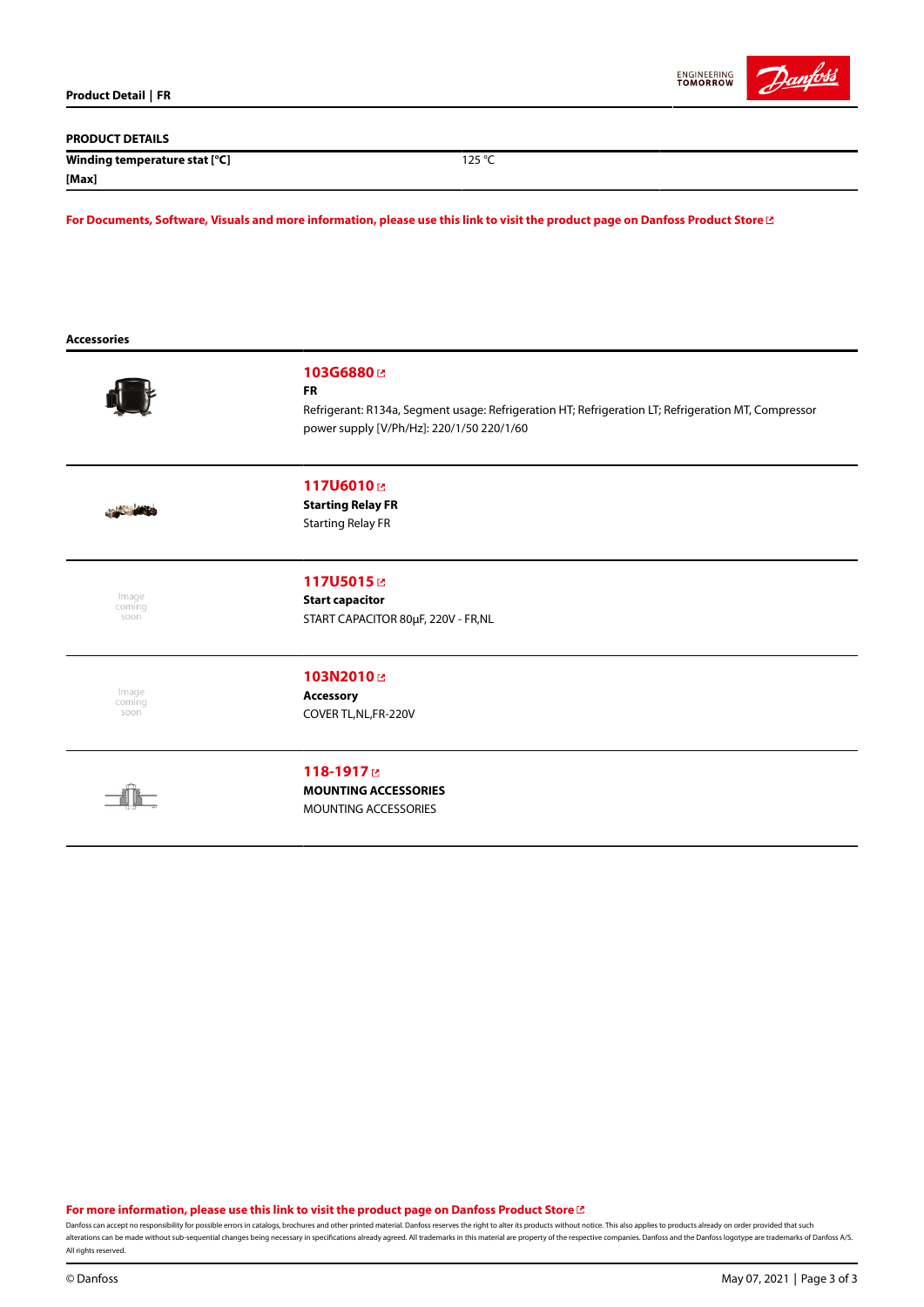## PRODUCT DETAILS

| | |
|---|---|
| **Winding temperature stat [°C] [Max]** | 125 °C |

**For Documents, Software, Visuals and more information, please use this link to visit the product page on Danfoss Product Store**

### Accessories

| | |
|---|---|
| | **103G6880**<br>**FR**<br>Refrigerant: R134a, Segment usage: Refrigeration HT; Refrigeration LT; Refrigeration MT, Compressor power supply [V/Ph/Hz]: 220/1/50 220/1/60 |
| | **117U6010**<br>**Starting Relay FR**<br>Starting Relay FR |
| Image coming soon | **117U5015**<br>**Start capacitor**<br>START CAPACITOR 80µF, 220V - FR,NL |
| Image coming soon | **103N2010**<br>**Accessory**<br>COVER TL,NL,FR-220V |
| | **118-1917**<br>**MOUNTING ACCESSORIES**<br>MOUNTING ACCESSORIES |

**For more information, please use this link to visit the product page on Danfoss Product Store**

Danfoss can accept no responsibility for possible errors in catalogs, brochures and other printed material. Danfoss reserves the right to alter its products without notice. This also applies to products already on order provided that such alterations can be made without sub-sequential changes being necessary in specifications already agreed. All trademarks in this material are property of the respective companies. Danfoss and the Danfoss logotype are trademarks of Danfoss A/S. All rights reserved.

© Danfoss

May 07, 2021